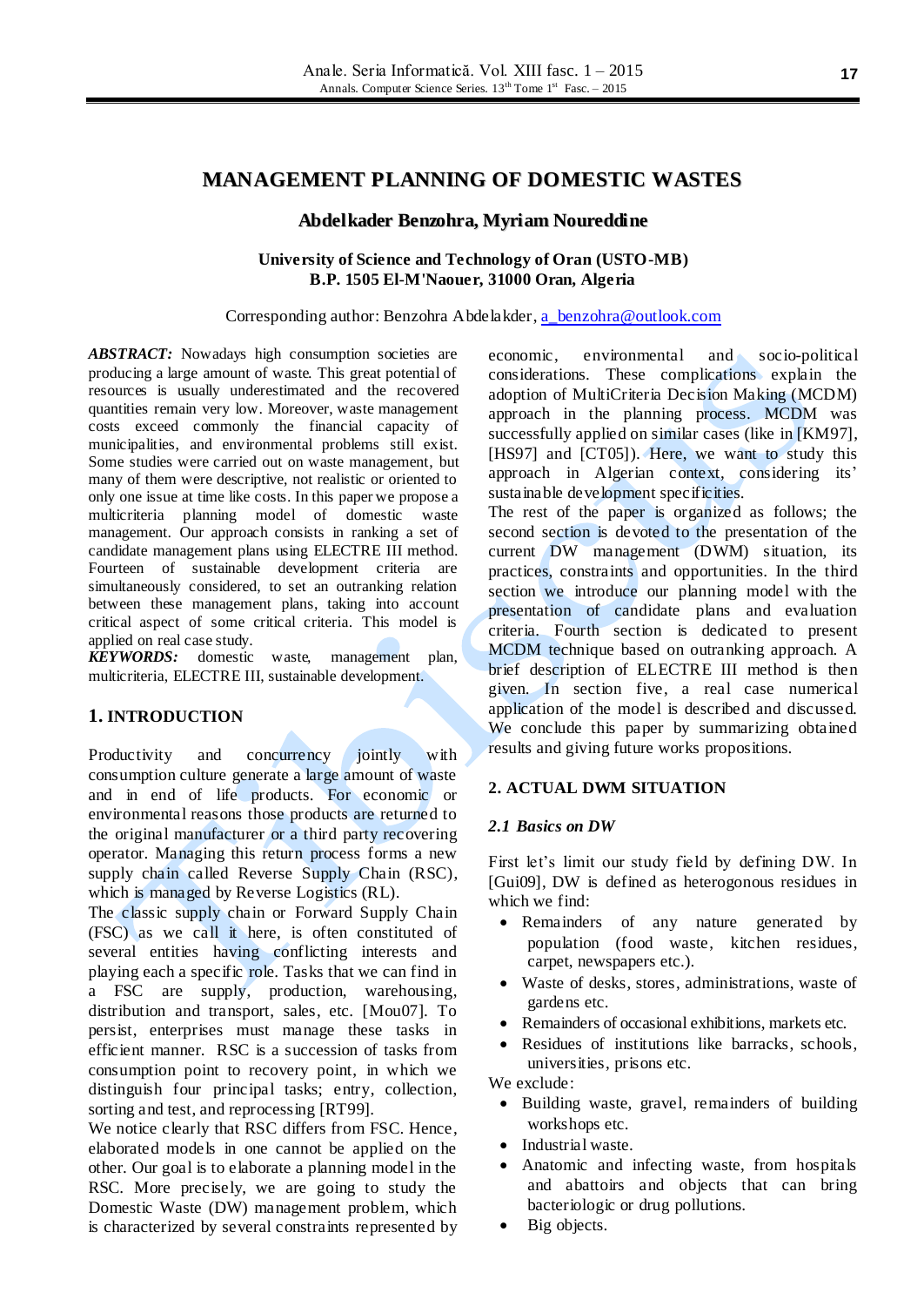# MANAGEMENT PLANNING OF DOMESTIC WASTES

**Abdelkader Benzohra, Myriam Noureddine**

**University of Science and Technology of Oran (USTO-MB)**
**B.P. 1505 El-M'Naouer, 31000 Oran, Algeria**

Corresponding author: Benzohra Abdelakder, a_benzohra@outlook.com

***ABSTRACT:*** Nowadays high consumption societies are producing a large amount of waste. This great potential of resources is usually underestimated and the recovered quantities remain very low. Moreover, waste management costs exceed commonly the financial capacity of municipalities, and environmental problems still exist. Some studies were carried out on waste management, but many of them were descriptive, not realistic or oriented to only one issue at time like costs. In this paper we propose a multicriteria planning model of domestic waste management. Our approach consists in ranking a set of candidate management plans using ELECTRE III method. Fourteen of sustainable development criteria are simultaneously considered, to set an outranking relation between these management plans, taking into account critical aspect of some critical criteria. This model is applied on real case study.

***KEYWORDS:*** domestic waste, management plan, multicriteria, ELECTRE III, sustainable development.

## 1. INTRODUCTION

Productivity and concurrency jointly with consumption culture generate a large amount of waste and in end of life products. For economic or environmental reasons those products are returned to the original manufacturer or a third party recovering operator. Managing this return process forms a new supply chain called Reverse Supply Chain (RSC), which is managed by Reverse Logistics (RL).

The classic supply chain or Forward Supply Chain (FSC) as we call it here, is often constituted of several entities having conflicting interests and playing each a specific role. Tasks that we can find in a FSC are supply, production, warehousing, distribution and transport, sales, etc. [Mou07]. To persist, enterprises must manage these tasks in efficient manner. RSC is a succession of tasks from consumption point to recovery point, in which we distinguish four principal tasks; entry, collection, sorting and test, and reprocessing [RT99].

We notice clearly that RSC differs from FSC. Hence, elaborated models in one cannot be applied on the other. Our goal is to elaborate a planning model in the RSC. More precisely, we are going to study the Domestic Waste (DW) management problem, which is characterized by several constraints represented by economic, environmental and socio-political considerations. These complications explain the adoption of MultiCriteria Decision Making (MCDM) approach in the planning process. MCDM was successfully applied on similar cases (like in [KM97], [HS97] and [CT05]). Here, we want to study this approach in Algerian context, considering its' sustainable development specificities.

The rest of the paper is organized as follows; the second section is devoted to the presentation of the current DW management (DWM) situation, its practices, constraints and opportunities. In the third section we introduce our planning model with the presentation of candidate plans and evaluation criteria. Fourth section is dedicated to present MCDM technique based on outranking approach. A brief description of ELECTRE III method is then given. In section five, a real case numerical application of the model is described and discussed. We conclude this paper by summarizing obtained results and giving future works propositions.

## 2. ACTUAL DWM SITUATION

### *2.1 Basics on DW*

First let's limit our study field by defining DW. In [Gui09], DW is defined as heterogonous residues in which we find:

- Remainders of any nature generated by population (food waste, kitchen residues, carpet, newspapers etc.).
- Waste of desks, stores, administrations, waste of gardens etc.
- Remainders of occasional exhibitions, markets etc.
- Residues of institutions like barracks, schools, universities, prisons etc.

We exclude:

- Building waste, gravel, remainders of building workshops etc.
- Industrial waste.
- Anatomic and infecting waste, from hospitals and abattoirs and objects that can bring bacteriologic or drug pollutions.
- Big objects.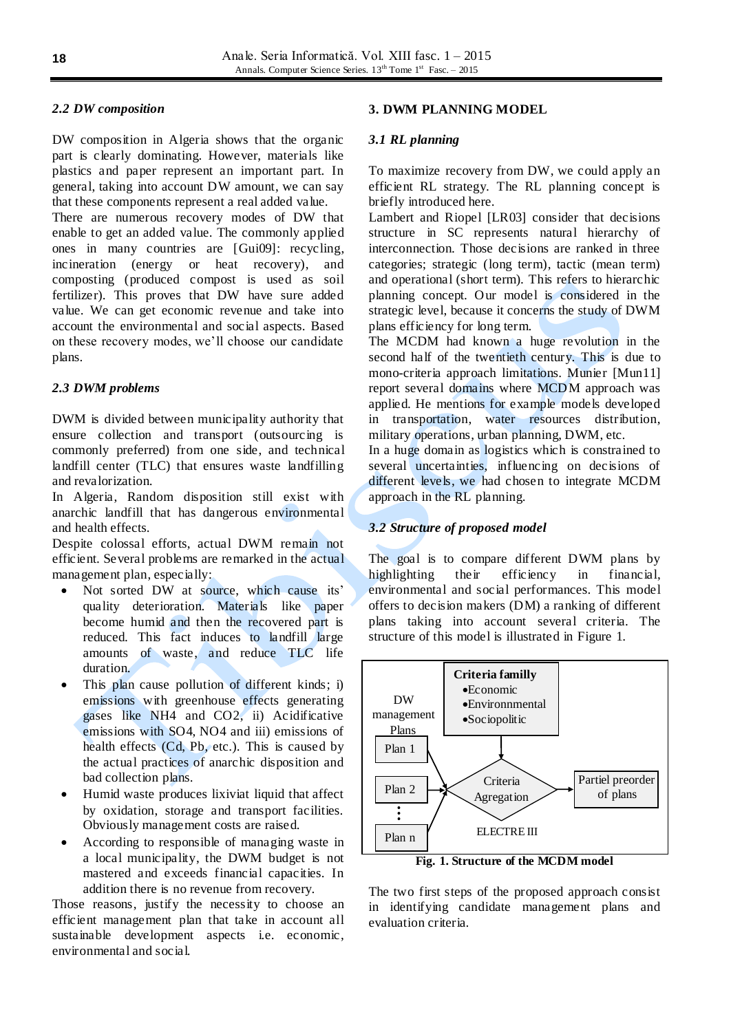### 2.2 DW composition

DW composition in Algeria shows that the organic part is clearly dominating. However, materials like plastics and paper represent an important part. In general, taking into account DW amount, we can say that these components represent a real added value.

There are numerous recovery modes of DW that enable to get an added value. The commonly applied ones in many countries are [Gui09]: recycling, incineration (energy or heat recovery), and composting (produced compost is used as soil fertilizer). This proves that DW have sure added value. We can get economic revenue and take into account the environmental and social aspects. Based on these recovery modes, we'll choose our candidate plans.

### 2.3 DWM problems

DWM is divided between municipality authority that ensure collection and transport (outsourcing is commonly preferred) from one side, and technical landfill center (TLC) that ensures waste landfilling and revalorization.

In Algeria, Random disposition still exist with anarchic landfill that has dangerous environmental and health effects.

Despite colossal efforts, actual DWM remain not efficient. Several problems are remarked in the actual management plan, especially:

- Not sorted DW at source, which cause its' quality deterioration. Materials like paper become humid and then the recovered part is reduced. This fact induces to landfill large amounts of waste, and reduce TLC life duration.
- This plan cause pollution of different kinds; i) emissions with greenhouse effects generating gases like $NH_4$ and $CO_2$, ii) Acidificative emissions with $SO_4$, $NO_4$ and iii) emissions of health effects (Cd, Pb, etc.). This is caused by the actual practices of anarchic disposition and bad collection plans.
- Humid waste produces lixiviat liquid that affect by oxidation, storage and transport facilities. Obviously management costs are raised.
- According to responsible of managing waste in a local municipality, the DWM budget is not mastered and exceeds financial capacities. In addition there is no revenue from recovery.

Those reasons, justify the necessity to choose an efficient management plan that take in account all sustainable development aspects i.e. economic, environmental and social.

## 3. DWM PLANNING MODEL

### 3.1 RL planning

To maximize recovery from DW, we could apply an efficient RL strategy. The RL planning concept is briefly introduced here.

Lambert and Riopel [LR03] consider that decisions structure in SC represents natural hierarchy of interconnection. Those decisions are ranked in three categories; strategic (long term), tactic (mean term) and operational (short term). This refers to hierarchic planning concept. Our model is considered in the strategic level, because it concerns the study of DWM plans efficiency for long term.

The MCDM had known a huge revolution in the second half of the twentieth century. This is due to mono-criteria approach limitations. Munier [Mun11] report several domains where MCDM approach was applied. He mentions for example models developed in transportation, water resources distribution, military operations, urban planning, DWM, etc.

In a huge domain as logistics which is constrained to several uncertainties, influencing on decisions of different levels, we had chosen to integrate MCDM approach in the RL planning.

### 3.2 Structure of proposed model

The goal is to compare different DWM plans by highlighting their efficiency in financial, environmental and social performances. This model offers to decision makers (DM) a ranking of different plans taking into account several criteria. The structure of this model is illustrated in Figure 1.

DW management Plans: Plan 1, Plan 2, ⋮, Plan n → Criteria Agregation (ELECTRE III) → Partiel preorder of plans

Criteria familly: •Economic •Environnmental •Sociopolitic → Criteria Agregation

**Fig. 1. Structure of the MCDM model**

The two first steps of the proposed approach consist in identifying candidate management plans and evaluation criteria.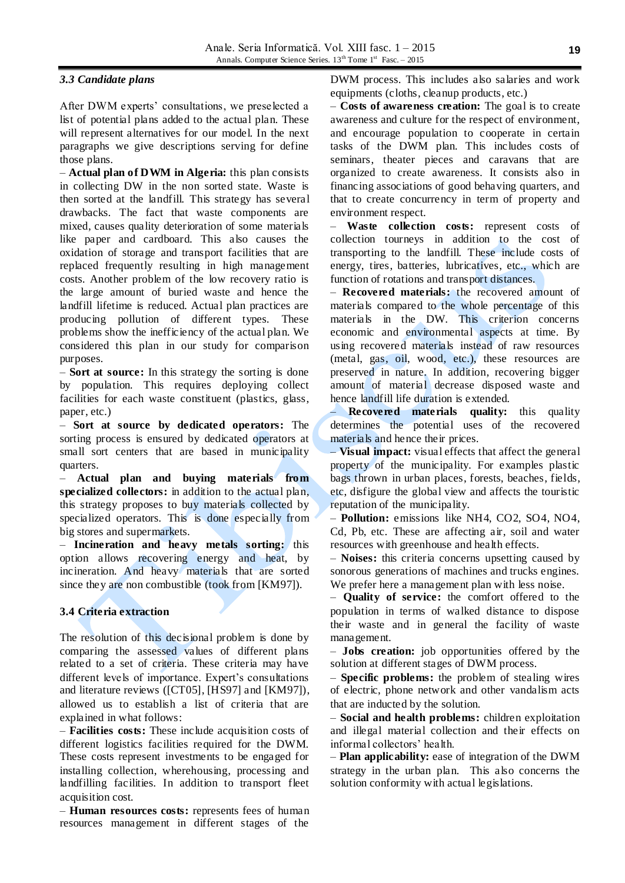### *3.3 Candidate plans*

After DWM experts' consultations, we preselected a list of potential plans added to the actual plan. These will represent alternatives for our model. In the next paragraphs we give descriptions serving for define those plans.

– **Actual plan of DWM in Algeria:** this plan consists in collecting DW in the non sorted state. Waste is then sorted at the landfill. This strategy has several drawbacks. The fact that waste components are mixed, causes quality deterioration of some materials like paper and cardboard. This also causes the oxidation of storage and transport facilities that are replaced frequently resulting in high management costs. Another problem of the low recovery ratio is the large amount of buried waste and hence the landfill lifetime is reduced. Actual plan practices are producing pollution of different types. These problems show the inefficiency of the actual plan. We considered this plan in our study for comparison purposes.

– **Sort at source:** In this strategy the sorting is done by population. This requires deploying collect facilities for each waste constituent (plastics, glass, paper, etc.)

– **Sort at source by dedicated operators:** The sorting process is ensured by dedicated operators at small sort centers that are based in municipality quarters.

– **Actual plan and buying materials from specialized collectors:** in addition to the actual plan, this strategy proposes to buy materials collected by specialized operators. This is done especially from big stores and supermarkets.

– **Incineration and heavy metals sorting:** this option allows recovering energy and heat, by incineration. And heavy materials that are sorted since they are non combustible (took from [KM97]).

### 3.4 Criteria extraction

The resolution of this decisional problem is done by comparing the assessed values of different plans related to a set of criteria. These criteria may have different levels of importance. Expert's consultations and literature reviews ([CT05], [HS97] and [KM97]), allowed us to establish a list of criteria that are explained in what follows:

– **Facilities costs:** These include acquisition costs of different logistics facilities required for the DWM. These costs represent investments to be engaged for installing collection, wherehousing, processing and landfilling facilities. In addition to transport fleet acquisition cost.

– **Human resources costs:** represents fees of human resources management in different stages of the DWM process. This includes also salaries and work equipments (cloths, cleanup products, etc.)

– **Costs of awareness creation:** The goal is to create awareness and culture for the respect of environment, and encourage population to cooperate in certain tasks of the DWM plan. This includes costs of seminars, theater pieces and caravans that are organized to create awareness. It consists also in financing associations of good behaving quarters, and that to create concurrency in term of property and environment respect.

– **Waste collection costs:** represent costs of collection tourneys in addition to the cost of transporting to the landfill. These include costs of energy, tires, batteries, lubricatives, etc., which are function of rotations and transport distances.

– **Recovered materials:** the recovered amount of materials compared to the whole percentage of this materials in the DW. This criterion concerns economic and environmental aspects at time. By using recovered materials instead of raw resources (metal, gas, oil, wood, etc.), these resources are preserved in nature. In addition, recovering bigger amount of material decrease disposed waste and hence landfill life duration is extended.

– **Recovered materials quality:** this quality determines the potential uses of the recovered materials and hence their prices.

– **Visual impact:** visual effects that affect the general property of the municipality. For examples plastic bags thrown in urban places, forests, beaches, fields, etc, disfigure the global view and affects the touristic reputation of the municipality.

– **Pollution:** emissions like $NH_4$, $CO_2$, $SO_4$, $NO_4$, Cd, Pb, etc. These are affecting air, soil and water resources with greenhouse and health effects.

– **Noises:** this criteria concerns upsetting caused by sonorous generations of machines and trucks engines. We prefer here a management plan with less noise.

– **Quality of service:** the comfort offered to the population in terms of walked distance to dispose their waste and in general the facility of waste management.

– **Jobs creation:** job opportunities offered by the solution at different stages of DWM process.

– **Specific problems:** the problem of stealing wires of electric, phone network and other vandalism acts that are inducted by the solution.

– **Social and health problems:** children exploitation and illegal material collection and their effects on informal collectors' health.

– **Plan applicability:** ease of integration of the DWM strategy in the urban plan. This also concerns the solution conformity with actual legislations.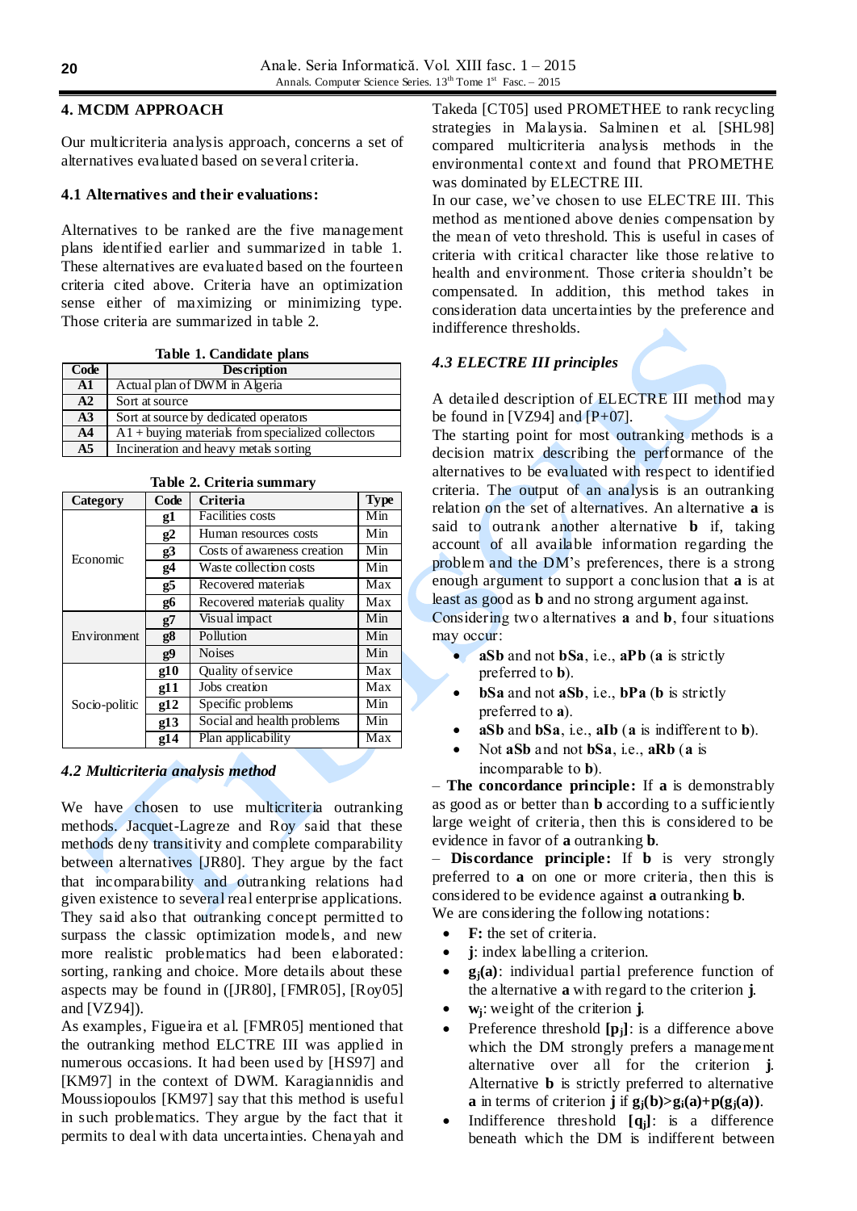## 4. MCDM APPROACH

Our multicriteria analysis approach, concerns a set of alternatives evaluated based on several criteria.

### 4.1 Alternatives and their evaluations:

Alternatives to be ranked are the five management plans identified earlier and summarized in table 1. These alternatives are evaluated based on the fourteen criteria cited above. Criteria have an optimization sense either of maximizing or minimizing type. Those criteria are summarized in table 2.

**Table 1. Candidate plans**

| Code | Description |
|---|---|
| **A1** | Actual plan of DWM in Algeria |
| **A2** | Sort at source |
| **A3** | Sort at source by dedicated operators |
| **A4** | A1 + buying materials from specialized collectors |
| **A5** | Incineration and heavy metals sorting |

**Table 2. Criteria summary**

| Category | Code | Criteria | Type |
|---|---|---|---|
| Economic | **g1** | Facilities costs | Min |
| | **g2** | Human resources costs | Min |
| | **g3** | Costs of awareness creation | Min |
| | **g4** | Waste collection costs | Min |
| | **g5** | Recovered materials | Max |
| | **g6** | Recovered materials quality | Max |
| Environment | **g7** | Visual impact | Min |
| | **g8** | Pollution | Min |
| | **g9** | Noises | Min |
| Socio-politic | **g10** | Quality of service | Max |
| | **g11** | Jobs creation | Max |
| | **g12** | Specific problems | Min |
| | **g13** | Social and health problems | Min |
| | **g14** | Plan applicability | Max |

### *4.2 Multicriteria analysis method*

We have chosen to use multicriteria outranking methods. Jacquet-Lagreze and Roy said that these methods deny transitivity and complete comparability between alternatives [JR80]. They argue by the fact that incomparability and outranking relations had given existence to several real enterprise applications. They said also that outranking concept permitted to surpass the classic optimization models, and new more realistic problematics had been elaborated: sorting, ranking and choice. More details about these aspects may be found in ([JR80], [FMR05], [Roy05] and [VZ94]).

As examples, Figueira et al. [FMR05] mentioned that the outranking method ELCTRE III was applied in numerous occasions. It had been used by [HS97] and [KM97] in the context of DWM. Karagiannidis and Moussiopoulos [KM97] say that this method is useful in such problematics. They argue by the fact that it permits to deal with data uncertainties. Chenayah and Takeda [CT05] used PROMETHEE to rank recycling strategies in Malaysia. Salminen et al. [SHL98] compared multicriteria analysis methods in the environmental context and found that PROMETHE was dominated by ELECTRE III.

In our case, we've chosen to use ELECTRE III. This method as mentioned above denies compensation by the mean of veto threshold. This is useful in cases of criteria with critical character like those relative to health and environment. Those criteria shouldn't be compensated. In addition, this method takes in consideration data uncertainties by the preference and indifference thresholds.

### *4.3 ELECTRE III principles*

A detailed description of ELECTRE III method may be found in [VZ94] and [P+07].

The starting point for most outranking methods is a decision matrix describing the performance of the alternatives to be evaluated with respect to identified criteria. The output of an analysis is an outranking relation on the set of alternatives. An alternative **a** is said to outrank another alternative **b** if, taking account of all available information regarding the problem and the DM's preferences, there is a strong enough argument to support a conclusion that **a** is at least as good as **b** and no strong argument against.

Considering two alternatives **a** and **b**, four situations may occur:

- **aSb** and not **bSa**, i.e., **aPb** (**a** is strictly preferred to **b**).
- **bSa** and not **aSb**, i.e., **bPa** (**b** is strictly preferred to **a**).
- **aSb** and **bSa**, i.e., **aIb** (**a** is indifferent to **b**).
- Not **aSb** and not **bSa**, i.e., **aRb** (**a** is incomparable to **b**).

– **The concordance principle:** If **a** is demonstrably as good as or better than **b** according to a sufficiently large weight of criteria, then this is considered to be evidence in favor of **a** outranking **b**.

– **Discordance principle:** If **b** is very strongly preferred to **a** on one or more criteria, then this is considered to be evidence against **a** outranking **b**.

We are considering the following notations:

- **F:** the set of criteria.
- **j**: index labelling a criterion.
- $\mathbf{g_j(a)}$: individual partial preference function of the alternative **a** with regard to the criterion **j**.
- $\mathbf{w_j}$: weight of the criterion **j**.
- Preference threshold $\mathbf{[p_j]}$: is a difference above which the DM strongly prefers a management alternative over all for the criterion **j**. Alternative **b** is strictly preferred to alternative **a** in terms of criterion **j** if $\mathbf{g_j(b)>g_j(a)+p(g_j(a))}$.
- Indifference threshold $\mathbf{[q_j]}$: is a difference beneath which the DM is indifferent between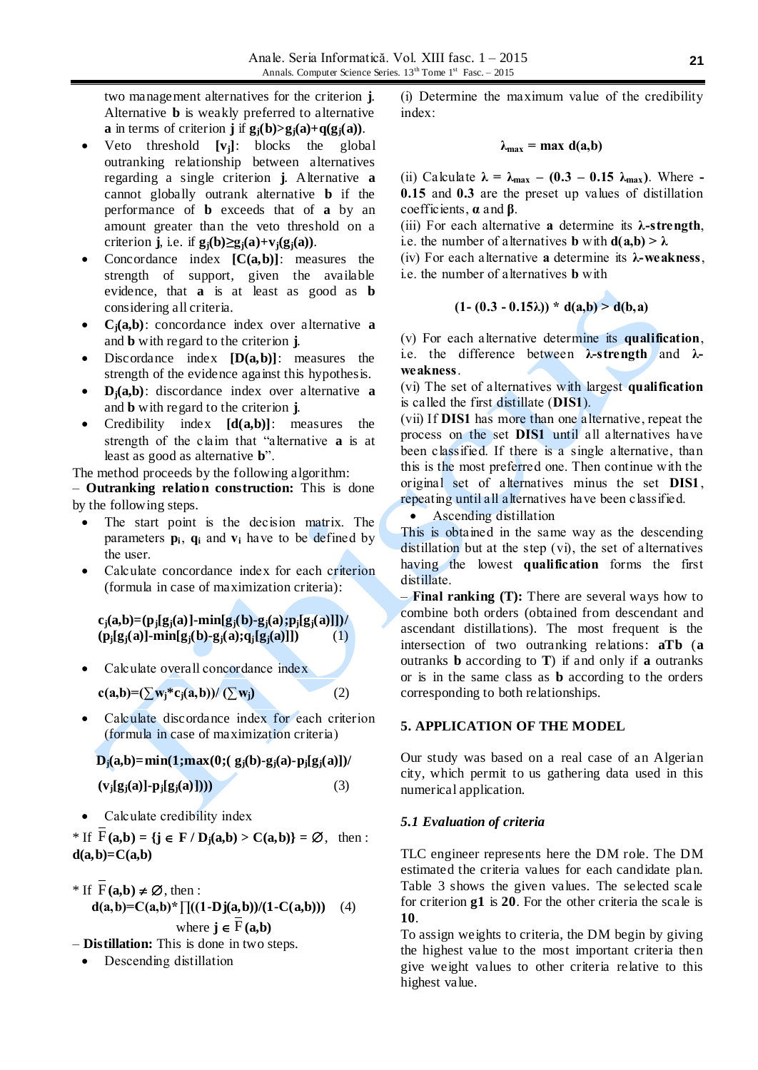two management alternatives for the criterion **j**. Alternative **b** is weakly preferred to alternative **a** in terms of criterion **j** if $g_j(b)>g_j(a)+q(g_j(a))$.

- Veto threshold **[$v_j$]**: blocks the global outranking relationship between alternatives regarding a single criterion **j**. Alternative **a** cannot globally outrank alternative **b** if the performance of **b** exceeds that of **a** by an amount greater than the veto threshold on a criterion **j**, i.e. if $g_j(b)\geq g_j(a)+v_j(g_j(a))$.
- Concordance index **[C(a,b)]**: measures the strength of support, given the available evidence, that **a** is at least as good as **b** considering all criteria.
- **$C_j$(a,b)**: concordance index over alternative **a** and **b** with regard to the criterion **j**.
- Discordance index **[D(a,b)]**: measures the strength of the evidence against this hypothesis.
- **$D_j$(a,b)**: discordance index over alternative **a** and **b** with regard to the criterion **j**.
- Credibility index **[d(a,b)]**: measures the strength of the claim that "alternative **a** is at least as good as alternative **b**".

The method proceeds by the following algorithm:

– **Outranking relation construction:** This is done by the following steps.

- The start point is the decision matrix. The parameters $p_i$, $q_i$ and $v_i$ have to be defined by the user.
- Calculate concordance index for each criterion (formula in case of maximization criteria):

$$c_j(a,b)=(p_j[g_j(a)]-\min[g_j(b)-g_j(a);p_j[g_j(a)]])/(p_j[g_j(a)]-\min[g_j(b)-g_j(a);q_j[g_j(a)]]) \quad (1)$$

- Calculate overall concordance index

$$c(a,b)=(\sum w_j*c_j(a,b))/(\sum w_j) \quad (2)$$

- Calculate discordance index for each criterion (formula in case of maximization criteria)

$$D_j(a,b)=\min(1;\max(0;(g_j(b)-g_j(a)-p_j[g_j(a)])/(v_j[g_j(a)]-p_j[g_j(a)]))) \quad (3)$$

- Calculate credibility index

* If $\bar{F}(a,b) = \{j \in F / D_j(a,b) > C(a,b)\} = \varnothing$, then : $d(a,b)=C(a,b)$

* If $\bar{F}(a,b) \neq \varnothing$, then :

$$d(a,b)=C(a,b)*\prod((1-D_j(a,b))/(1-C(a,b))) \quad (4)$$

where $j \in \bar{F}(a,b)$

– **Distillation:** This is done in two steps.

- Descending distillation

(i) Determine the maximum value of the credibility index:

$$\lambda_{max} = \max d(a,b)$$

(ii) Calculate $\lambda = \lambda_{max} - (0.3 - 0.15\,\lambda_{max})$. Where **-0.15** and **0.3** are the preset up values of distillation coefficients, **α** and **β**.

(iii) For each alternative **a** determine its **λ-strength**, i.e. the number of alternatives **b** with $d(a,b) > \lambda$

(iv) For each alternative **a** determine its **λ-weakness**, i.e. the number of alternatives **b** with

$$(1-(0.3-0.15\lambda)) * d(a,b) > d(b,a)$$

(v) For each alternative determine its **qualification**, i.e. the difference between **λ-strength** and **λ-weakness**.

(vi) The set of alternatives with largest **qualification** is called the first distillate (**DIS1**).

(vii) If **DIS1** has more than one alternative, repeat the process on the set **DIS1** until all alternatives have been classified. If there is a single alternative, than this is the most preferred one. Then continue with the original set of alternatives minus the set **DIS1**, repeating until all alternatives have been classified.

- Ascending distillation

This is obtained in the same way as the descending distillation but at the step (vi), the set of alternatives having the lowest **qualification** forms the first distillate.

– **Final ranking (T):** There are several ways how to combine both orders (obtained from descendant and ascendant distillations). The most frequent is the intersection of two outranking relations: **aTb** (**a** outranks **b** according to **T**) if and only if **a** outranks or is in the same class as **b** according to the orders corresponding to both relationships.

## 5. APPLICATION OF THE MODEL

Our study was based on a real case of an Algerian city, which permit to us gathering data used in this numerical application.

### *5.1 Evaluation of criteria*

TLC engineer represents here the DM role. The DM estimated the criteria values for each candidate plan. Table 3 shows the given values. The selected scale for criterion **g1** is **20**. For the other criteria the scale is **10**.

To assign weights to criteria, the DM begin by giving the highest value to the most important criteria then give weight values to other criteria relative to this highest value.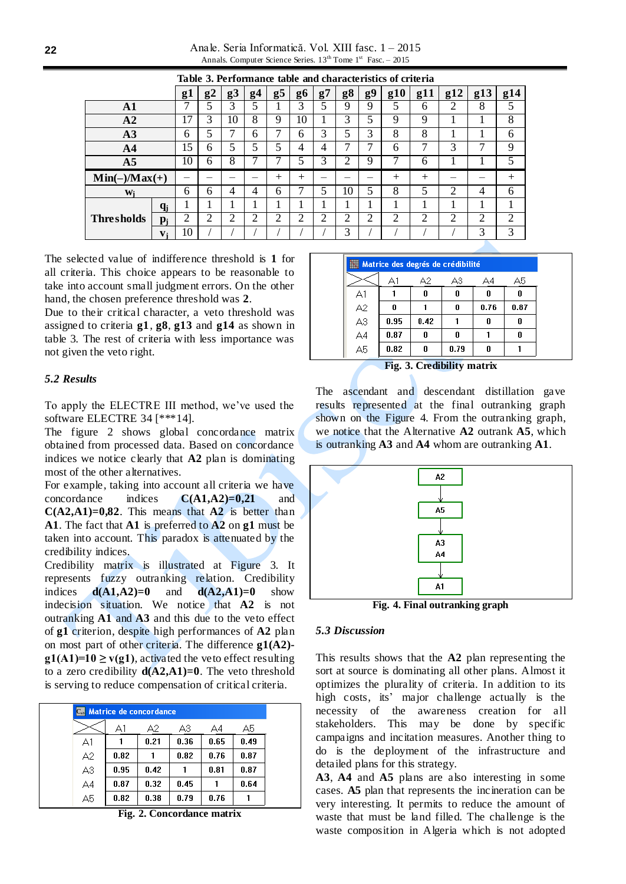**Table 3. Performance table and characteristics of criteria**

| | | g1 | g2 | g3 | g4 | g5 | g6 | g7 | g8 | g9 | g10 | g11 | g12 | g13 | g14 |
|---|---|---|---|---|---|---|---|---|---|---|---|---|---|---|---|
| **A1** | | 7 | 5 | 3 | 5 | 1 | 3 | 5 | 9 | 9 | 5 | 6 | 2 | 8 | 5 |
| **A2** | | 17 | 3 | 10 | 8 | 9 | 10 | 1 | 3 | 5 | 9 | 9 | 1 | 1 | 8 |
| **A3** | | 6 | 5 | 7 | 6 | 7 | 6 | 3 | 5 | 3 | 8 | 8 | 1 | 1 | 6 |
| **A4** | | 15 | 6 | 5 | 5 | 5 | 4 | 4 | 7 | 7 | 6 | 7 | 3 | 7 | 9 |
| **A5** | | 10 | 6 | 8 | 7 | 7 | 5 | 3 | 2 | 9 | 7 | 6 | 1 | 1 | 5 |
| **Min(–)/Max(+)** | | – | – | – | – | + | + | – | – | – | + | + | – | – | + |
| **$w_j$** | | 6 | 6 | 4 | 4 | 6 | 7 | 5 | 10 | 5 | 8 | 5 | 2 | 4 | 6 |
| **Thresholds** | **$q_j$** | 1 | 1 | 1 | 1 | 1 | 1 | 1 | 1 | 1 | 1 | 1 | 1 | 1 | 1 |
| | **$p_j$** | 2 | 2 | 2 | 2 | 2 | 2 | 2 | 2 | 2 | 2 | 2 | 2 | 2 | 2 |
| | **$v_j$** | 10 | / | / | / | / | / | / | 3 | / | / | / | / | 3 | 3 |

The selected value of indifference threshold is **1** for all criteria. This choice appears to be reasonable to take into account small judgment errors. On the other hand, the chosen preference threshold was **2**.

Due to their critical character, a veto threshold was assigned to criteria **g1**, **g8**, **g13** and **g14** as shown in table 3. The rest of criteria with less importance was not given the veto right.

### *5.2 Results*

To apply the ELECTRE III method, we've used the software ELECTRE 34 [***14].

The figure 2 shows global concordance matrix obtained from processed data. Based on concordance indices we notice clearly that **A2** plan is dominating most of the other alternatives.

For example, taking into account all criteria we have concordance indices **C(A1,A2)=0,21** and **C(A2,A1)=0,82**. This means that **A2** is better than **A1**. The fact that **A1** is preferred to **A2** on **g1** must be taken into account. This paradox is attenuated by the credibility indices.

Credibility matrix is illustrated at Figure 3. It represents fuzzy outranking relation. Credibility indices **d(A1,A2)=0** and **d(A2,A1)=0** show indecision situation. We notice that **A2** is not outranking **A1** and **A3** and this due to the veto effect of **g1** criterion, despite high performances of **A2** plan on most part of other criteria. The difference **g1(A2)-g1(A1)=10 ≥ v(g1)**, activated the veto effect resulting to a zero credibility **d(A2,A1)=0**. The veto threshold is serving to reduce compensation of critical criteria.

**Matrice de concordance**

| | A1 | A2 | A3 | A4 | A5 |
|---|---|---|---|---|---|
| A1 | 1 | 0.21 | 0.36 | 0.65 | 0.49 |
| A2 | 0.82 | 1 | 0.82 | 0.76 | 0.87 |
| A3 | 0.95 | 0.42 | 1 | 0.81 | 0.87 |
| A4 | 0.87 | 0.32 | 0.45 | 1 | 0.64 |
| A5 | 0.82 | 0.38 | 0.79 | 0.76 | 1 |

**Fig. 2. Concordance matrix**

**Matrice des degrés de crédibilité**

| | A1 | A2 | A3 | A4 | A5 |
|---|---|---|---|---|---|
| A1 | 1 | 0 | 0 | 0 | 0 |
| A2 | 0 | 1 | 0 | 0.76 | 0.87 |
| A3 | 0.95 | 0.42 | 1 | 0 | 0 |
| A4 | 0.87 | 0 | 0 | 1 | 0 |
| A5 | 0.82 | 0 | 0.79 | 0 | 1 |

**Fig. 3. Credibility matrix**

The ascendant and descendant distillation gave results represented at the final outranking graph shown on the Figure 4. From the outranking graph, we notice that the Alternative **A2** outrank **A5**, which is outranking **A3** and **A4** whom are outranking **A1**.

A2 → A5 → A3, A4 → A1

**Fig. 4. Final outranking graph**

### *5.3 Discussion*

This results shows that the **A2** plan representing the sort at source is dominating all other plans. Almost it optimizes the plurality of criteria. In addition to its high costs, its' major challenge actually is the necessity of the awareness creation for all stakeholders. This may be done by specific campaigns and incitation measures. Another thing to do is the deployment of the infrastructure and detailed plans for this strategy.

**A3**, **A4** and **A5** plans are also interesting in some cases. **A5** plan that represents the incineration can be very interesting. It permits to reduce the amount of waste that must be land filled. The challenge is the waste composition in Algeria which is not adopted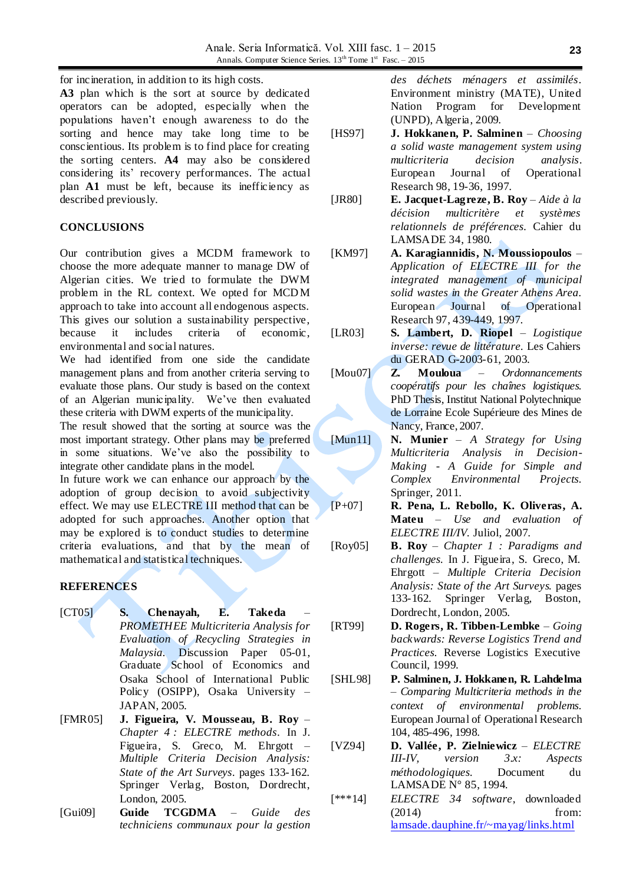for incineration, in addition to its high costs.

**A3** plan which is the sort at source by dedicated operators can be adopted, especially when the populations haven't enough awareness to do the sorting and hence may take long time to be conscientious. Its problem is to find place for creating the sorting centers. **A4** may also be considered considering its' recovery performances. The actual plan **A1** must be left, because its inefficiency as described previously.

## CONCLUSIONS

Our contribution gives a MCDM framework to choose the more adequate manner to manage DW of Algerian cities. We tried to formulate the DWM problem in the RL context. We opted for MCDM approach to take into account all endogenous aspects. This gives our solution a sustainability perspective, because it includes criteria of economic, environmental and social natures.

We had identified from one side the candidate management plans and from another criteria serving to evaluate those plans. Our study is based on the context of an Algerian municipality. We've then evaluated these criteria with DWM experts of the municipality.

The result showed that the sorting at source was the most important strategy. Other plans may be preferred in some situations. We've also the possibility to integrate other candidate plans in the model.

In future work we can enhance our approach by the adoption of group decision to avoid subjectivity effect. We may use ELECTRE III method that can be adopted for such approaches. Another option that may be explored is to conduct studies to determine criteria evaluations, and that by the mean of mathematical and statistical techniques.

## REFERENCES

[CT05] **S. Chenayah, E. Takeda** – *PROMETHEE Multicriteria Analysis for Evaluation of Recycling Strategies in Malaysia.* Discussion Paper 05-01, Graduate School of Economics and Osaka School of International Public Policy (OSIPP), Osaka University – JAPAN, 2005.

[FMR05] **J. Figueira, V. Mousseau, B. Roy** – *Chapter 4 : ELECTRE methods.* In J. Figueira, S. Greco, M. Ehrgott – *Multiple Criteria Decision Analysis: State of the Art Surveys.* pages 133-162. Springer Verlag, Boston, Dordrecht, London, 2005.

[Gui09] **Guide TCGDMA** – *Guide des techniciens communaux pour la gestion des déchets ménagers et assimilés.* Environment ministry (MATE), United Nation Program for Development (UNPD), Algeria, 2009.

[HS97] **J. Hokkanen, P. Salminen** – *Choosing a solid waste management system using multicriteria decision analysis.* European Journal of Operational Research 98, 19-36, 1997.

[JR80] **E. Jacquet-Lagreze, B. Roy** – *Aide à la décision multicritère et systèmes relationnels de préférences.* Cahier du LAMSADE 34, 1980.

[KM97] **A. Karagiannidis, N. Moussiopoulos** – *Application of ELECTRE III for the integrated management of municipal solid wastes in the Greater Athens Area.* European Journal of Operational Research 97, 439-449, 1997.

[LR03] **S. Lambert, D. Riopel** – *Logistique inverse: revue de littérature.* Les Cahiers du GERAD G-2003-61, 2003.

[Mou07] **Z. Mouloua** – *Ordonnancements coopératifs pour les chaînes logistiques.* PhD Thesis, Institut National Polytechnique de Lorraine Ecole Supérieure des Mines de Nancy, France, 2007.

[Mun11] **N. Munier** – *A Strategy for Using Multicriteria Analysis in Decision-Making - A Guide for Simple and Complex Environmental Projects.* Springer, 2011.

[P+07] **R. Pena, L. Rebollo, K. Oliveras, A. Mateu** – *Use and evaluation of ELECTRE III/IV.* Juliol, 2007.

[Roy05] **B. Roy** – *Chapter 1 : Paradigms and challenges.* In J. Figueira, S. Greco, M. Ehrgott – *Multiple Criteria Decision Analysis: State of the Art Surveys.* pages 133-162. Springer Verlag, Boston, Dordrecht, London, 2005.

[RT99] **D. Rogers, R. Tibben-Lembke** – *Going backwards: Reverse Logistics Trend and Practices.* Reverse Logistics Executive Council, 1999.

[SHL98] **P. Salminen, J. Hokkanen, R. Lahdelma** – *Comparing Multicriteria methods in the context of environmental problems.* European Journal of Operational Research 104, 485-496, 1998.

[VZ94] **D. Vallée, P. Zielniewicz** – *ELECTRE III-IV, version 3.x: Aspects méthodologiques.* Document du LAMSADE N° 85, 1994.

[***14] *ELECTRE 34 software*, downloaded (2014) from: lamsade.dauphine.fr/~mayag/links.html